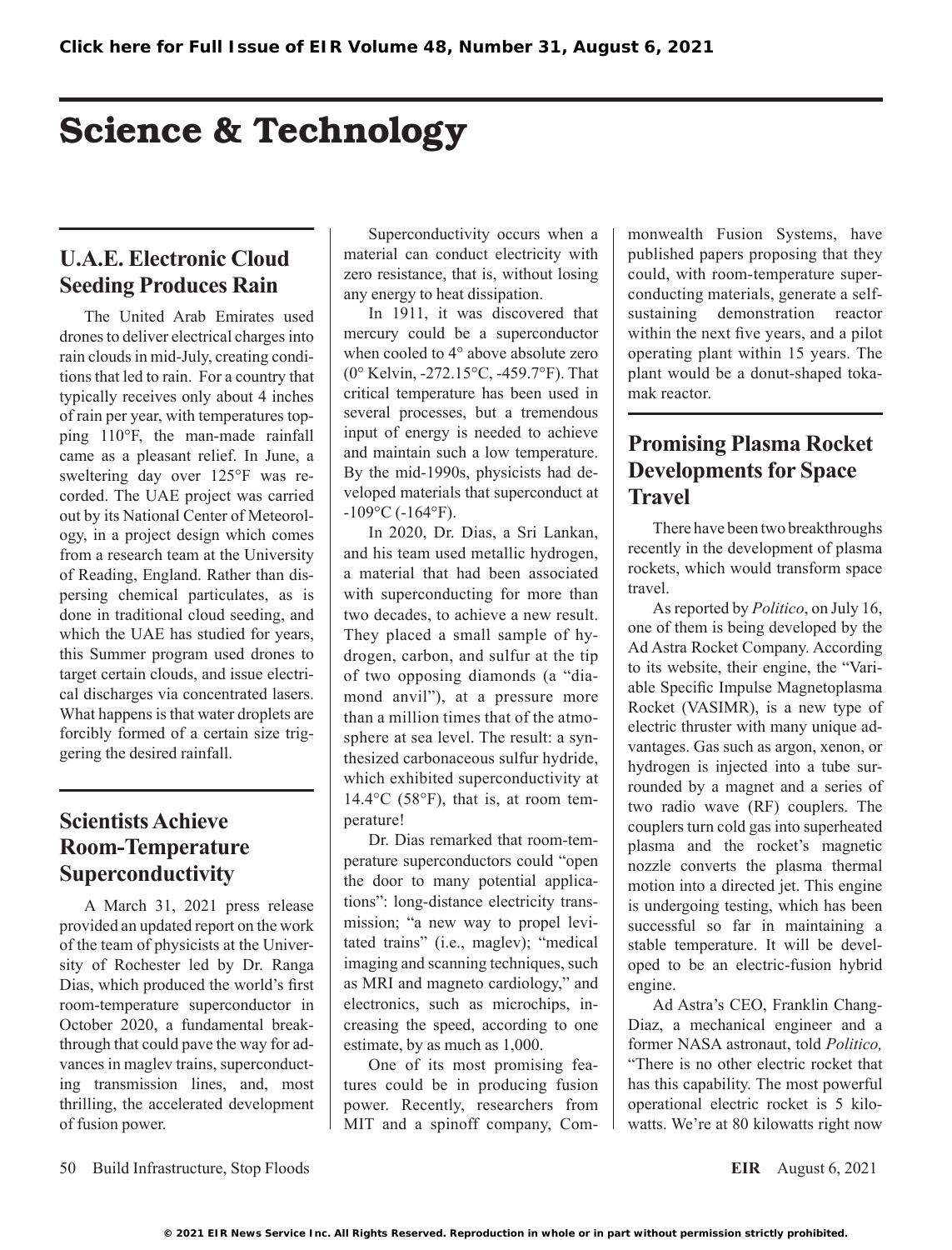# Science & Technology

## U.A.E. Electronic Cloud Seeding Produces Rain

The United Arab Emirates used drones to deliver electrical charges into rain clouds in mid-July, creating conditions that led to rain. For a country that typically receives only about 4 inches of rain per year, with temperatures topping 110°F, the man-made rainfall came as a pleasant relief. In June, a sweltering day over 125°F was recorded. The UAE project was carried out by its National Center of Meteorology, in a project design which comes from a research team at the University of Reading, England. Rather than dispersing chemical particulates, as is done in traditional cloud seeding, and which the UAE has studied for years, this Summer program used drones to target certain clouds, and issue electrical discharges via concentrated lasers. What happens is that water droplets are forcibly formed of a certain size triggering the desired rainfall.

## Scientists Achieve Room-Temperature Superconductivity

A March 31, 2021 press release provided an updated report on the work of the team of physicists at the University of Rochester led by Dr. Ranga Dias, which produced the world's first room-temperature superconductor in October 2020, a fundamental breakthrough that could pave the way for advances in maglev trains, superconducting transmission lines, and, most thrilling, the accelerated development of fusion power.

Superconductivity occurs when a material can conduct electricity with zero resistance, that is, without losing any energy to heat dissipation.

In 1911, it was discovered that mercury could be a superconductor when cooled to 4° above absolute zero (0° Kelvin, -272.15°C, -459.7°F). That critical temperature has been used in several processes, but a tremendous input of energy is needed to achieve and maintain such a low temperature. By the mid-1990s, physicists had developed materials that superconduct at -109°C (-164°F).

In 2020, Dr. Dias, a Sri Lankan, and his team used metallic hydrogen, a material that had been associated with superconducting for more than two decades, to achieve a new result. They placed a small sample of hydrogen, carbon, and sulfur at the tip of two opposing diamonds (a "diamond anvil"), at a pressure more than a million times that of the atmosphere at sea level. The result: a synthesized carbonaceous sulfur hydride, which exhibited superconductivity at 14.4°C (58°F), that is, at room temperature!

Dr. Dias remarked that room-temperature superconductors could "open the door to many potential applications": long-distance electricity transmission; "a new way to propel levitated trains" (i.e., maglev); "medical imaging and scanning techniques, such as MRI and magneto cardiology," and electronics, such as microchips, increasing the speed, according to one estimate, by as much as 1,000.

One of its most promising features could be in producing fusion power. Recently, researchers from MIT and a spinoff company, Commonwealth Fusion Systems, have published papers proposing that they could, with room-temperature superconducting materials, generate a self-sustaining demonstration reactor within the next five years, and a pilot operating plant within 15 years. The plant would be a donut-shaped tokamak reactor.

## Promising Plasma Rocket Developments for Space Travel

There have been two breakthroughs recently in the development of plasma rockets, which would transform space travel.

As reported by *Politico*, on July 16, one of them is being developed by the Ad Astra Rocket Company. According to its website, their engine, the "Variable Specific Impulse Magnetoplasma Rocket (VASIMR), is a new type of electric thruster with many unique advantages. Gas such as argon, xenon, or hydrogen is injected into a tube surrounded by a magnet and a series of two radio wave (RF) couplers. The couplers turn cold gas into superheated plasma and the rocket's magnetic nozzle converts the plasma thermal motion into a directed jet. This engine is undergoing testing, which has been successful so far in maintaining a stable temperature. It will be developed to be an electric-fusion hybrid engine.

Ad Astra's CEO, Franklin Chang-Diaz, a mechanical engineer and a former NASA astronaut, told *Politico,* "There is no other electric rocket that has this capability. The most powerful operational electric rocket is 5 kilowatts. We're at 80 kilowatts right now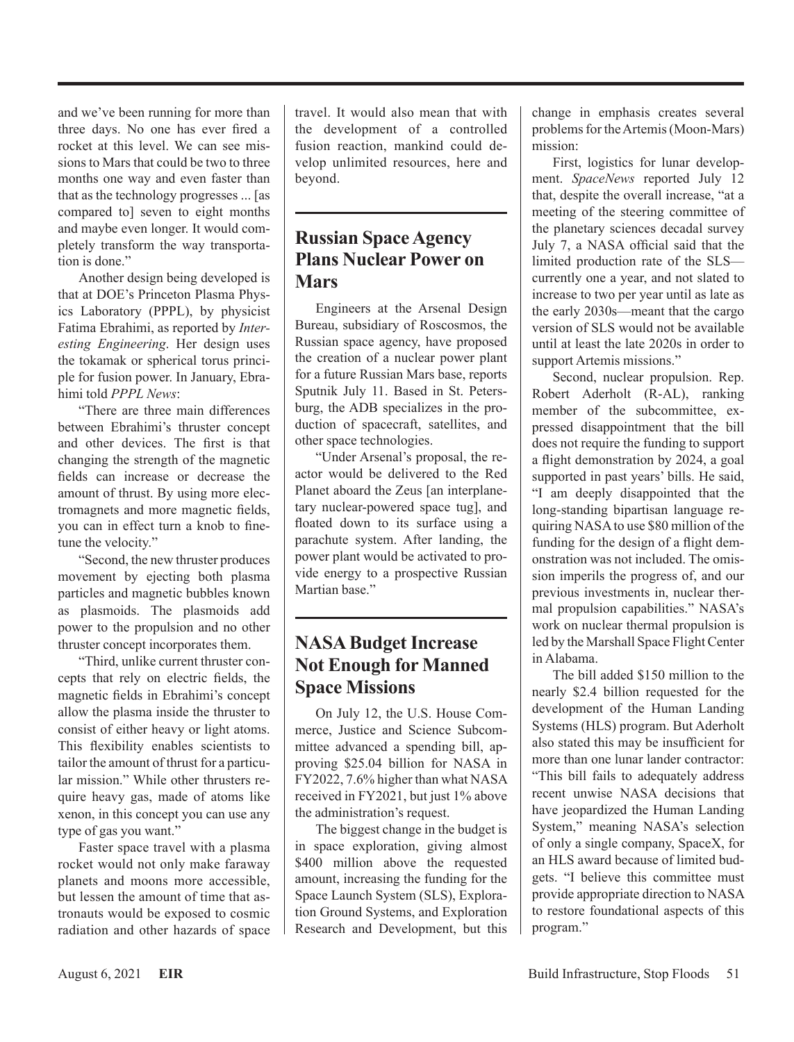and we've been running for more than three days. No one has ever fired a rocket at this level. We can see missions to Mars that could be two to three months one way and even faster than that as the technology progresses ... [as compared to] seven to eight months and maybe even longer. It would completely transform the way transportation is done."

Another design being developed is that at DOE's Princeton Plasma Physics Laboratory (PPPL), by physicist Fatima Ebrahimi, as reported by *Interesting Engineering*. Her design uses the tokamak or spherical torus principle for fusion power. In January, Ebrahimi told *PPPL News*:

"There are three main differences between Ebrahimi's thruster concept and other devices. The first is that changing the strength of the magnetic fields can increase or decrease the amount of thrust. By using more electromagnets and more magnetic fields, you can in effect turn a knob to fine-tune the velocity."

"Second, the new thruster produces movement by ejecting both plasma particles and magnetic bubbles known as plasmoids. The plasmoids add power to the propulsion and no other thruster concept incorporates them.

"Third, unlike current thruster concepts that rely on electric fields, the magnetic fields in Ebrahimi's concept allow the plasma inside the thruster to consist of either heavy or light atoms. This flexibility enables scientists to tailor the amount of thrust for a particular mission." While other thrusters require heavy gas, made of atoms like xenon, in this concept you can use any type of gas you want."

Faster space travel with a plasma rocket would not only make faraway planets and moons more accessible, but lessen the amount of time that astronauts would be exposed to cosmic radiation and other hazards of space travel. It would also mean that with the development of a controlled fusion reaction, mankind could develop unlimited resources, here and beyond.

## Russian Space Agency Plans Nuclear Power on Mars

Engineers at the Arsenal Design Bureau, subsidiary of Roscosmos, the Russian space agency, have proposed the creation of a nuclear power plant for a future Russian Mars base, reports Sputnik July 11. Based in St. Petersburg, the ADB specializes in the production of spacecraft, satellites, and other space technologies.

"Under Arsenal's proposal, the reactor would be delivered to the Red Planet aboard the Zeus [an interplanetary nuclear-powered space tug], and floated down to its surface using a parachute system. After landing, the power plant would be activated to provide energy to a prospective Russian Martian base."

## NASA Budget Increase Not Enough for Manned Space Missions

On July 12, the U.S. House Commerce, Justice and Science Subcommittee advanced a spending bill, approving $25.04 billion for NASA in FY2022, 7.6% higher than what NASA received in FY2021, but just 1% above the administration's request.

The biggest change in the budget is in space exploration, giving almost $400 million above the requested amount, increasing the funding for the Space Launch System (SLS), Exploration Ground Systems, and Exploration Research and Development, but this change in emphasis creates several problems for the Artemis (Moon-Mars) mission:

First, logistics for lunar development. *SpaceNews* reported July 12 that, despite the overall increase, "at a meeting of the steering committee of the planetary sciences decadal survey July 7, a NASA official said that the limited production rate of the SLS—currently one a year, and not slated to increase to two per year until as late as the early 2030s—meant that the cargo version of SLS would not be available until at least the late 2020s in order to support Artemis missions."

Second, nuclear propulsion. Rep. Robert Aderholt (R-AL), ranking member of the subcommittee, expressed disappointment that the bill does not require the funding to support a flight demonstration by 2024, a goal supported in past years' bills. He said, "I am deeply disappointed that the long-standing bipartisan language requiring NASA to use $80 million of the funding for the design of a flight demonstration was not included. The omission imperils the progress of, and our previous investments in, nuclear thermal propulsion capabilities." NASA's work on nuclear thermal propulsion is led by the Marshall Space Flight Center in Alabama.

The bill added $150 million to the nearly $2.4 billion requested for the development of the Human Landing Systems (HLS) program. But Aderholt also stated this may be insufficient for more than one lunar lander contractor: "This bill fails to adequately address recent unwise NASA decisions that have jeopardized the Human Landing System," meaning NASA's selection of only a single company, SpaceX, for an HLS award because of limited budgets. "I believe this committee must provide appropriate direction to NASA to restore foundational aspects of this program."